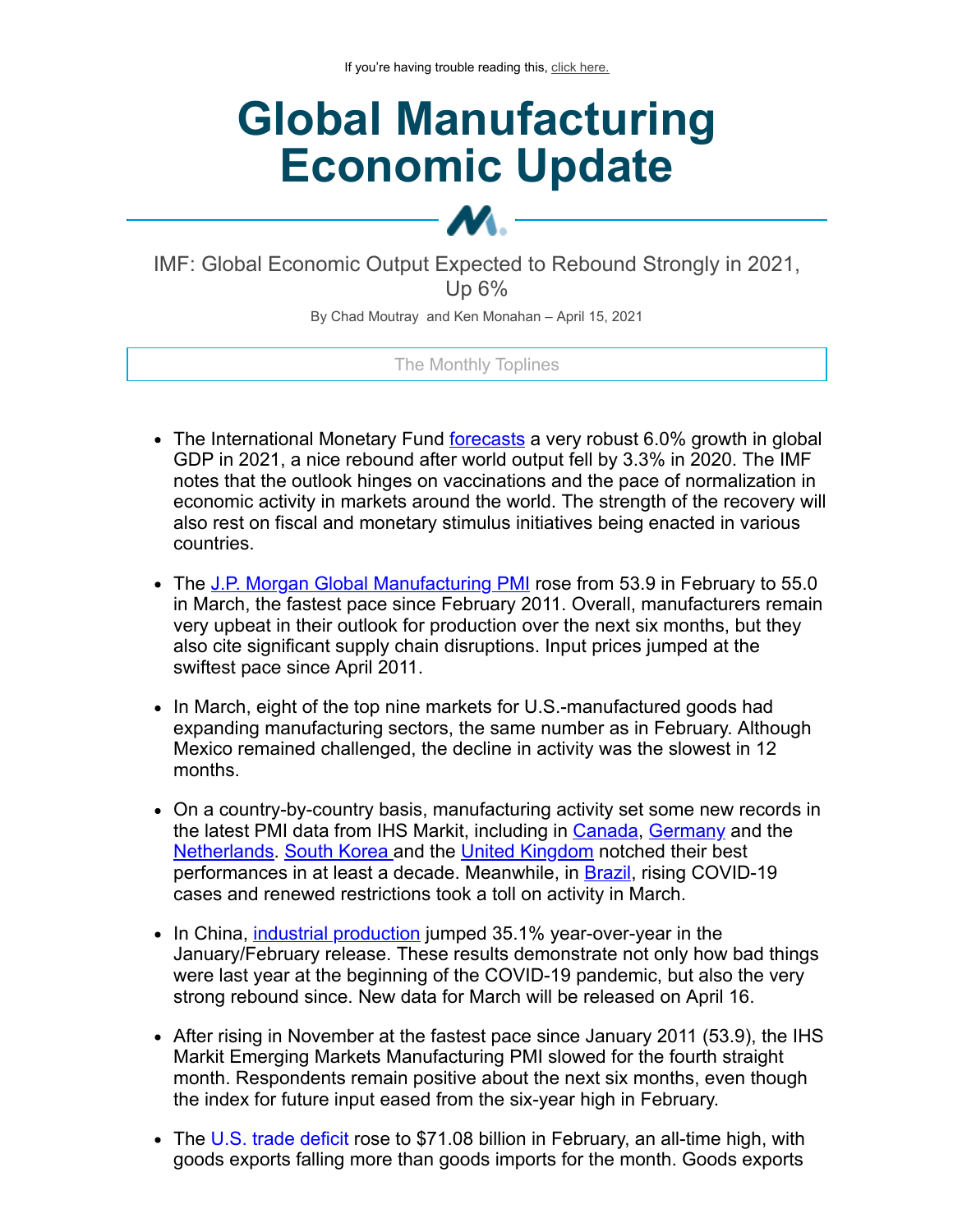If you're having trouble reading this, click here.

# Global Manufacturing Economic Update

## IMF: Global Economic Output Expected to Rebound Strongly in 2021, Up 6%

By Chad Moutray and Ken Monahan – April 15, 2021

### The Monthly Toplines

- The International Monetary Fund forecasts a very robust 6.0% growth in global GDP in 2021, a nice rebound after world output fell by 3.3% in 2020. The IMF notes that the outlook hinges on vaccinations and the pace of normalization in economic activity in markets around the world. The strength of the recovery will also rest on fiscal and monetary stimulus initiatives being enacted in various countries.

- The J.P. Morgan Global Manufacturing PMI rose from 53.9 in February to 55.0 in March, the fastest pace since February 2011. Overall, manufacturers remain very upbeat in their outlook for production over the next six months, but they also cite significant supply chain disruptions. Input prices jumped at the swiftest pace since April 2011.

- In March, eight of the top nine markets for U.S.-manufactured goods had expanding manufacturing sectors, the same number as in February. Although Mexico remained challenged, the decline in activity was the slowest in 12 months.

- On a country-by-country basis, manufacturing activity set some new records in the latest PMI data from IHS Markit, including in Canada, Germany and the Netherlands. South Korea and the United Kingdom notched their best performances in at least a decade. Meanwhile, in Brazil, rising COVID-19 cases and renewed restrictions took a toll on activity in March.

- In China, industrial production jumped 35.1% year-over-year in the January/February release. These results demonstrate not only how bad things were last year at the beginning of the COVID-19 pandemic, but also the very strong rebound since. New data for March will be released on April 16.

- After rising in November at the fastest pace since January 2011 (53.9), the IHS Markit Emerging Markets Manufacturing PMI slowed for the fourth straight month. Respondents remain positive about the next six months, even though the index for future input eased from the six-year high in February.

- The U.S. trade deficit rose to $71.08 billion in February, an all-time high, with goods exports falling more than goods imports for the month. Goods exports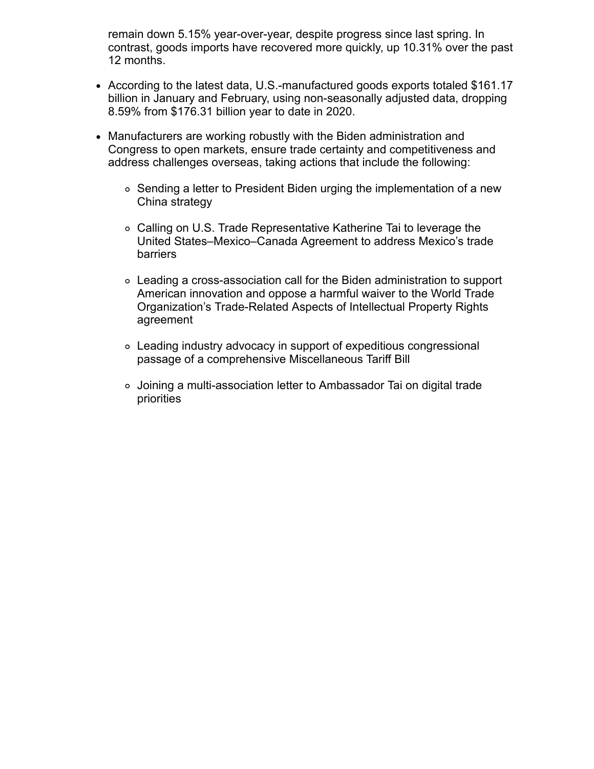remain down 5.15% year-over-year, despite progress since last spring. In contrast, goods imports have recovered more quickly, up 10.31% over the past 12 months.

- According to the latest data, U.S.-manufactured goods exports totaled $161.17 billion in January and February, using non-seasonally adjusted data, dropping 8.59% from $176.31 billion year to date in 2020.
- Manufacturers are working robustly with the Biden administration and Congress to open markets, ensure trade certainty and competitiveness and address challenges overseas, taking actions that include the following:
  - Sending a letter to President Biden urging the implementation of a new China strategy
  - Calling on U.S. Trade Representative Katherine Tai to leverage the United States–Mexico–Canada Agreement to address Mexico's trade barriers
  - Leading a cross-association call for the Biden administration to support American innovation and oppose a harmful waiver to the World Trade Organization's Trade-Related Aspects of Intellectual Property Rights agreement
  - Leading industry advocacy in support of expeditious congressional passage of a comprehensive Miscellaneous Tariff Bill
  - Joining a multi-association letter to Ambassador Tai on digital trade priorities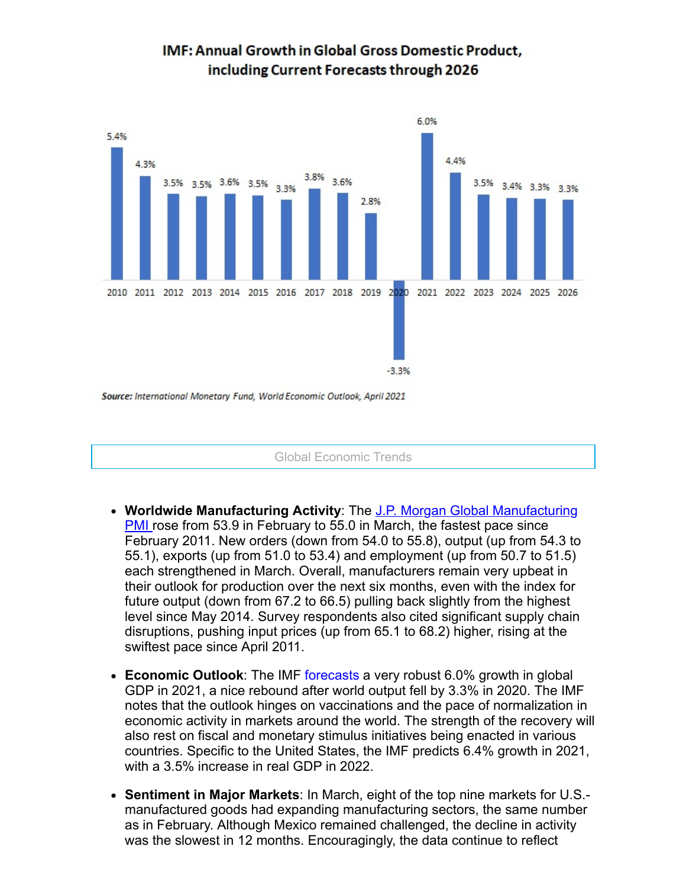**IMF: Annual Growth in Global Gross Domestic Product, including Current Forecasts through 2026**

| Year | Growth |
|---|---|
| 2010 | 5.4% |
| 2011 | 4.3% |
| 2012 | 3.5% |
| 2013 | 3.5% |
| 2014 | 3.6% |
| 2015 | 3.5% |
| 2016 | 3.3% |
| 2017 | 3.8% |
| 2018 | 3.6% |
| 2019 | 2.8% |
| 2020 | -3.3% |
| 2021 | 6.0% |
| 2022 | 4.4% |
| 2023 | 3.5% |
| 2024 | 3.4% |
| 2025 | 3.3% |
| 2026 | 3.3% |

**Source:** *International Monetary Fund, World Economic Outlook, April 2021*

## Global Economic Trends

- **Worldwide Manufacturing Activity**: The J.P. Morgan Global Manufacturing PMI rose from 53.9 in February to 55.0 in March, the fastest pace since February 2011. New orders (down from 54.0 to 55.8), output (up from 54.3 to 55.1), exports (up from 51.0 to 53.4) and employment (up from 50.7 to 51.5) each strengthened in March. Overall, manufacturers remain very upbeat in their outlook for production over the next six months, even with the index for future output (down from 67.2 to 66.5) pulling back slightly from the highest level since May 2014. Survey respondents also cited significant supply chain disruptions, pushing input prices (up from 65.1 to 68.2) higher, rising at the swiftest pace since April 2011.

- **Economic Outlook**: The IMF forecasts a very robust 6.0% growth in global GDP in 2021, a nice rebound after world output fell by 3.3% in 2020. The IMF notes that the outlook hinges on vaccinations and the pace of normalization in economic activity in markets around the world. The strength of the recovery will also rest on fiscal and monetary stimulus initiatives being enacted in various countries. Specific to the United States, the IMF predicts 6.4% growth in 2021, with a 3.5% increase in real GDP in 2022.

- **Sentiment in Major Markets**: In March, eight of the top nine markets for U.S.-manufactured goods had expanding manufacturing sectors, the same number as in February. Although Mexico remained challenged, the decline in activity was the slowest in 12 months. Encouragingly, the data continue to reflect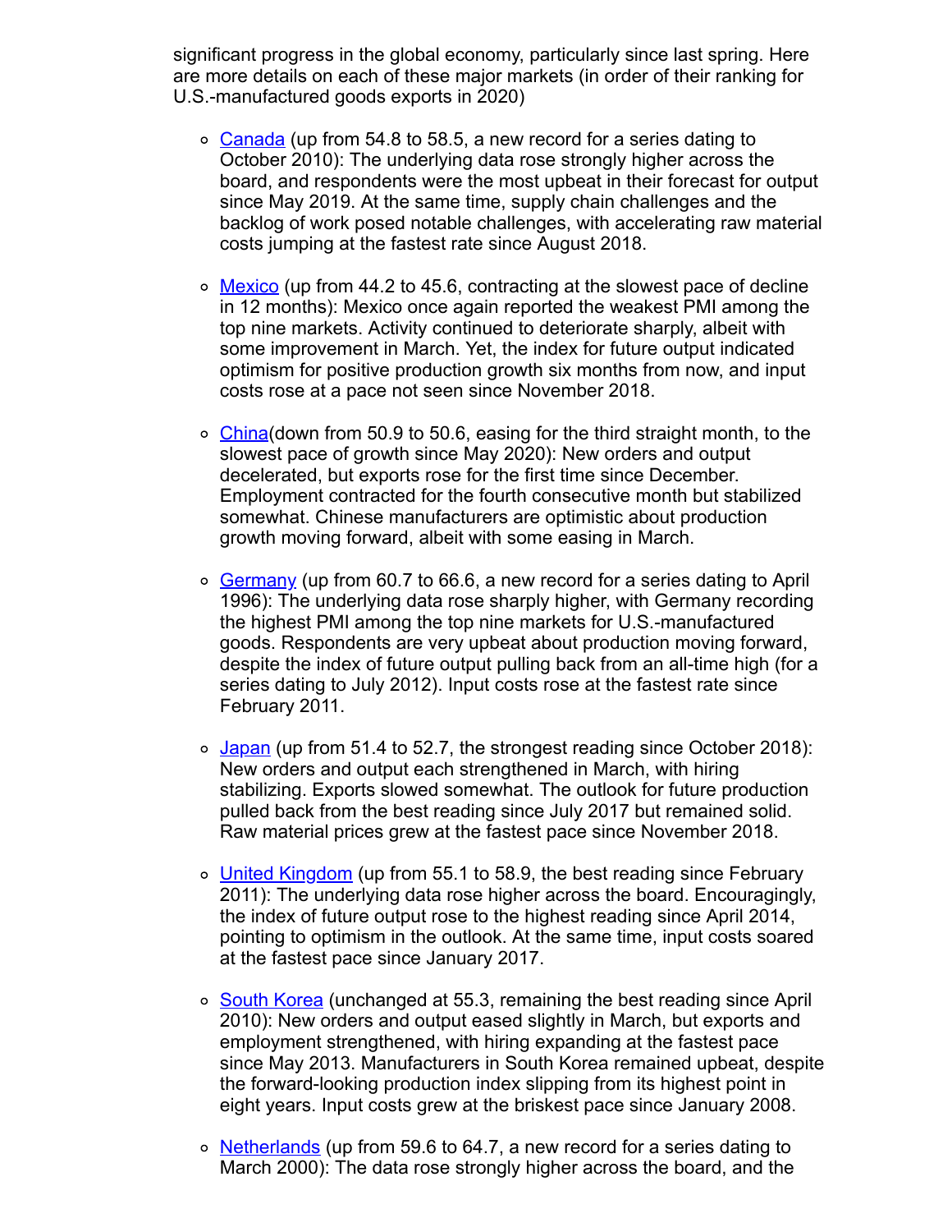significant progress in the global economy, particularly since last spring. Here are more details on each of these major markets (in order of their ranking for U.S.-manufactured goods exports in 2020)

- Canada (up from 54.8 to 58.5, a new record for a series dating to October 2010): The underlying data rose strongly higher across the board, and respondents were the most upbeat in their forecast for output since May 2019. At the same time, supply chain challenges and the backlog of work posed notable challenges, with accelerating raw material costs jumping at the fastest rate since August 2018.

- Mexico (up from 44.2 to 45.6, contracting at the slowest pace of decline in 12 months): Mexico once again reported the weakest PMI among the top nine markets. Activity continued to deteriorate sharply, albeit with some improvement in March. Yet, the index for future output indicated optimism for positive production growth six months from now, and input costs rose at a pace not seen since November 2018.

- China(down from 50.9 to 50.6, easing for the third straight month, to the slowest pace of growth since May 2020): New orders and output decelerated, but exports rose for the first time since December. Employment contracted for the fourth consecutive month but stabilized somewhat. Chinese manufacturers are optimistic about production growth moving forward, albeit with some easing in March.

- Germany (up from 60.7 to 66.6, a new record for a series dating to April 1996): The underlying data rose sharply higher, with Germany recording the highest PMI among the top nine markets for U.S.-manufactured goods. Respondents are very upbeat about production moving forward, despite the index of future output pulling back from an all-time high (for a series dating to July 2012). Input costs rose at the fastest rate since February 2011.

- Japan (up from 51.4 to 52.7, the strongest reading since October 2018): New orders and output each strengthened in March, with hiring stabilizing. Exports slowed somewhat. The outlook for future production pulled back from the best reading since July 2017 but remained solid. Raw material prices grew at the fastest pace since November 2018.

- United Kingdom (up from 55.1 to 58.9, the best reading since February 2011): The underlying data rose higher across the board. Encouragingly, the index of future output rose to the highest reading since April 2014, pointing to optimism in the outlook. At the same time, input costs soared at the fastest pace since January 2017.

- South Korea (unchanged at 55.3, remaining the best reading since April 2010): New orders and output eased slightly in March, but exports and employment strengthened, with hiring expanding at the fastest pace since May 2013. Manufacturers in South Korea remained upbeat, despite the forward-looking production index slipping from its highest point in eight years. Input costs grew at the briskest pace since January 2008.

- Netherlands (up from 59.6 to 64.7, a new record for a series dating to March 2000): The data rose strongly higher across the board, and the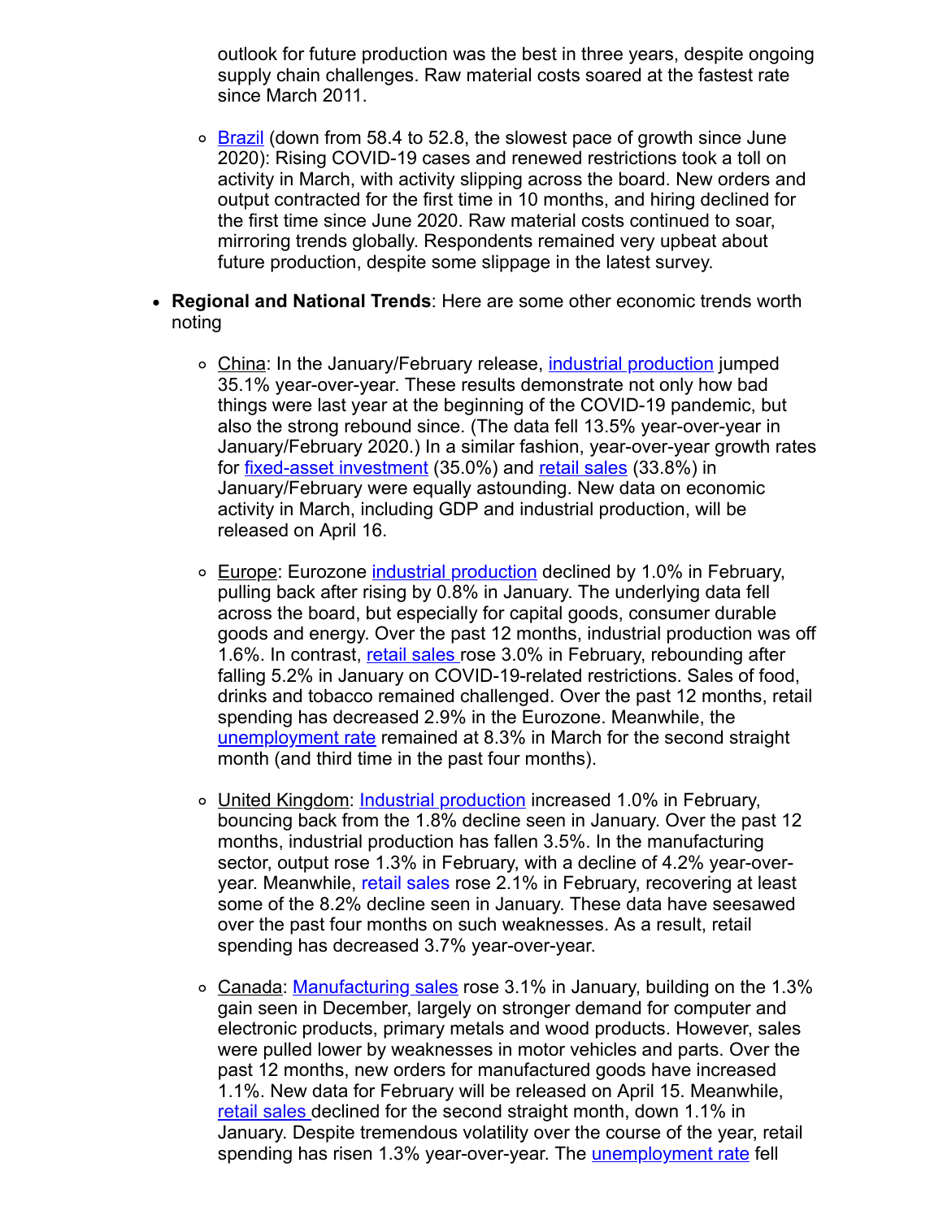outlook for future production was the best in three years, despite ongoing supply chain challenges. Raw material costs soared at the fastest rate since March 2011.

  - Brazil (down from 58.4 to 52.8, the slowest pace of growth since June 2020): Rising COVID-19 cases and renewed restrictions took a toll on activity in March, with activity slipping across the board. New orders and output contracted for the first time in 10 months, and hiring declined for the first time since June 2020. Raw material costs continued to soar, mirroring trends globally. Respondents remained very upbeat about future production, despite some slippage in the latest survey.

- **Regional and National Trends**: Here are some other economic trends worth noting

  - China: In the January/February release, industrial production jumped 35.1% year-over-year. These results demonstrate not only how bad things were last year at the beginning of the COVID-19 pandemic, but also the strong rebound since. (The data fell 13.5% year-over-year in January/February 2020.) In a similar fashion, year-over-year growth rates for fixed-asset investment (35.0%) and retail sales (33.8%) in January/February were equally astounding. New data on economic activity in March, including GDP and industrial production, will be released on April 16.

  - Europe: Eurozone industrial production declined by 1.0% in February, pulling back after rising by 0.8% in January. The underlying data fell across the board, but especially for capital goods, consumer durable goods and energy. Over the past 12 months, industrial production was off 1.6%. In contrast, retail sales rose 3.0% in February, rebounding after falling 5.2% in January on COVID-19-related restrictions. Sales of food, drinks and tobacco remained challenged. Over the past 12 months, retail spending has decreased 2.9% in the Eurozone. Meanwhile, the unemployment rate remained at 8.3% in March for the second straight month (and third time in the past four months).

  - United Kingdom: Industrial production increased 1.0% in February, bouncing back from the 1.8% decline seen in January. Over the past 12 months, industrial production has fallen 3.5%. In the manufacturing sector, output rose 1.3% in February, with a decline of 4.2% year-over-year. Meanwhile, retail sales rose 2.1% in February, recovering at least some of the 8.2% decline seen in January. These data have seesawed over the past four months on such weaknesses. As a result, retail spending has decreased 3.7% year-over-year.

  - Canada: Manufacturing sales rose 3.1% in January, building on the 1.3% gain seen in December, largely on stronger demand for computer and electronic products, primary metals and wood products. However, sales were pulled lower by weaknesses in motor vehicles and parts. Over the past 12 months, new orders for manufactured goods have increased 1.1%. New data for February will be released on April 15. Meanwhile, retail sales declined for the second straight month, down 1.1% in January. Despite tremendous volatility over the course of the year, retail spending has risen 1.3% year-over-year. The unemployment rate fell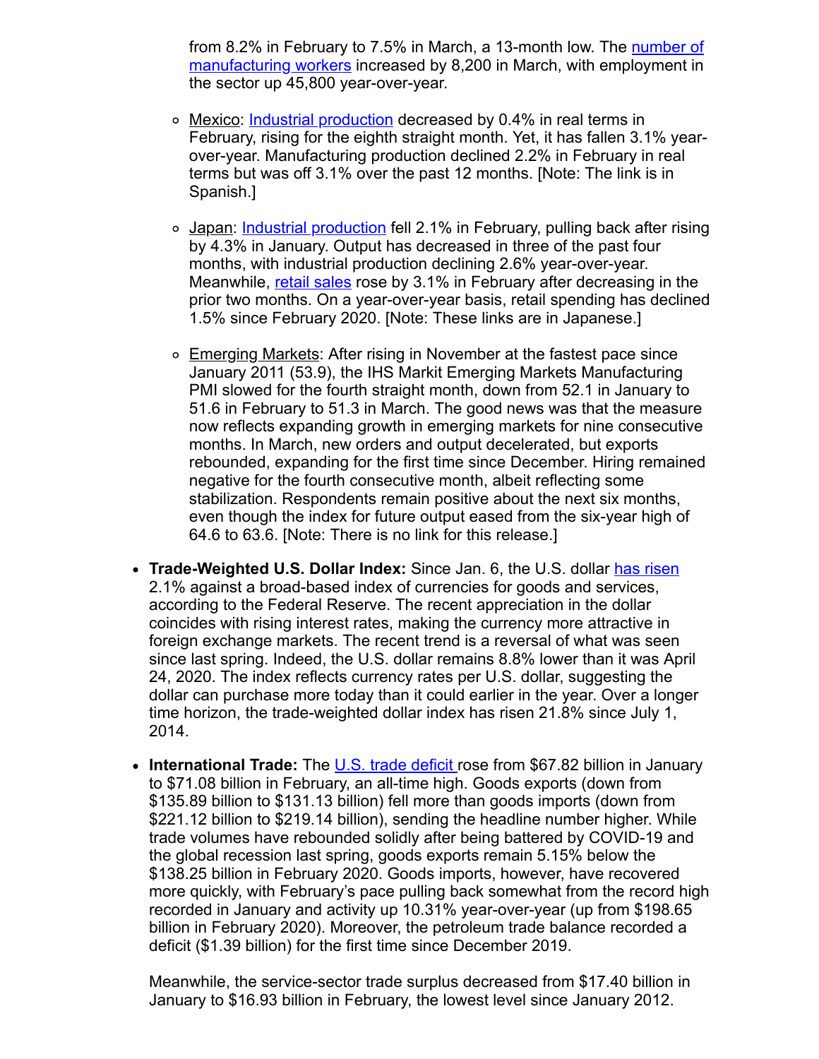from 8.2% in February to 7.5% in March, a 13-month low. The number of manufacturing workers increased by 8,200 in March, with employment in the sector up 45,800 year-over-year.

  - Mexico: Industrial production decreased by 0.4% in real terms in February, rising for the eighth straight month. Yet, it has fallen 3.1% year-over-year. Manufacturing production declined 2.2% in February in real terms but was off 3.1% over the past 12 months. [Note: The link is in Spanish.]

  - Japan: Industrial production fell 2.1% in February, pulling back after rising by 4.3% in January. Output has decreased in three of the past four months, with industrial production declining 2.6% year-over-year. Meanwhile, retail sales rose by 3.1% in February after decreasing in the prior two months. On a year-over-year basis, retail spending has declined 1.5% since February 2020. [Note: These links are in Japanese.]

  - Emerging Markets: After rising in November at the fastest pace since January 2011 (53.9), the IHS Markit Emerging Markets Manufacturing PMI slowed for the fourth straight month, down from 52.1 in January to 51.6 in February to 51.3 in March. The good news was that the measure now reflects expanding growth in emerging markets for nine consecutive months. In March, new orders and output decelerated, but exports rebounded, expanding for the first time since December. Hiring remained negative for the fourth consecutive month, albeit reflecting some stabilization. Respondents remain positive about the next six months, even though the index for future output eased from the six-year high of 64.6 to 63.6. [Note: There is no link for this release.]

- **Trade-Weighted U.S. Dollar Index:** Since Jan. 6, the U.S. dollar has risen 2.1% against a broad-based index of currencies for goods and services, according to the Federal Reserve. The recent appreciation in the dollar coincides with rising interest rates, making the currency more attractive in foreign exchange markets. The recent trend is a reversal of what was seen since last spring. Indeed, the U.S. dollar remains 8.8% lower than it was April 24, 2020. The index reflects currency rates per U.S. dollar, suggesting the dollar can purchase more today than it could earlier in the year. Over a longer time horizon, the trade-weighted dollar index has risen 21.8% since July 1, 2014.

- **International Trade:** The U.S. trade deficit rose from $67.82 billion in January to $71.08 billion in February, an all-time high. Goods exports (down from $135.89 billion to $131.13 billion) fell more than goods imports (down from $221.12 billion to $219.14 billion), sending the headline number higher. While trade volumes have rebounded solidly after being battered by COVID-19 and the global recession last spring, goods exports remain 5.15% below the $138.25 billion in February 2020. Goods imports, however, have recovered more quickly, with February's pace pulling back somewhat from the record high recorded in January and activity up 10.31% year-over-year (up from $198.65 billion in February 2020). Moreover, the petroleum trade balance recorded a deficit ($1.39 billion) for the first time since December 2019.

  Meanwhile, the service-sector trade surplus decreased from $17.40 billion in January to $16.93 billion in February, the lowest level since January 2012.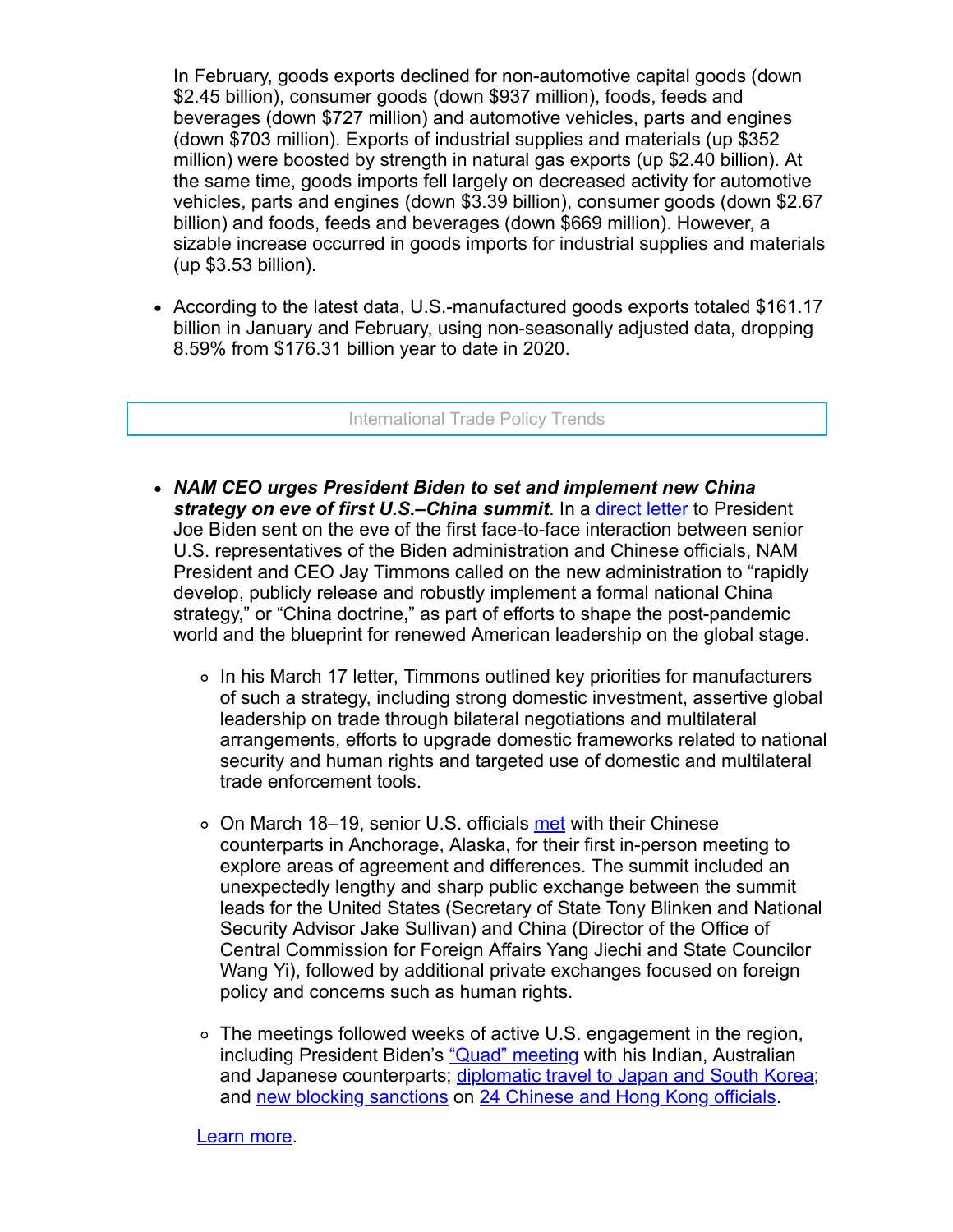In February, goods exports declined for non-automotive capital goods (down $2.45 billion), consumer goods (down $937 million), foods, feeds and beverages (down $727 million) and automotive vehicles, parts and engines (down $703 million). Exports of industrial supplies and materials (up $352 million) were boosted by strength in natural gas exports (up $2.40 billion). At the same time, goods imports fell largely on decreased activity for automotive vehicles, parts and engines (down $3.39 billion), consumer goods (down $2.67 billion) and foods, feeds and beverages (down $669 million). However, a sizable increase occurred in goods imports for industrial supplies and materials (up $3.53 billion).

- According to the latest data, U.S.-manufactured goods exports totaled $161.17 billion in January and February, using non-seasonally adjusted data, dropping 8.59% from $176.31 billion year to date in 2020.

## International Trade Policy Trends

- ***NAM CEO urges President Biden to set and implement new China strategy on eve of first U.S.–China summit***. In a direct letter to President Joe Biden sent on the eve of the first face-to-face interaction between senior U.S. representatives of the Biden administration and Chinese officials, NAM President and CEO Jay Timmons called on the new administration to "rapidly develop, publicly release and robustly implement a formal national China strategy," or "China doctrine," as part of efforts to shape the post-pandemic world and the blueprint for renewed American leadership on the global stage.
    - In his March 17 letter, Timmons outlined key priorities for manufacturers of such a strategy, including strong domestic investment, assertive global leadership on trade through bilateral negotiations and multilateral arrangements, efforts to upgrade domestic frameworks related to national security and human rights and targeted use of domestic and multilateral trade enforcement tools.
    - On March 18–19, senior U.S. officials met with their Chinese counterparts in Anchorage, Alaska, for their first in-person meeting to explore areas of agreement and differences. The summit included an unexpectedly lengthy and sharp public exchange between the summit leads for the United States (Secretary of State Tony Blinken and National Security Advisor Jake Sullivan) and China (Director of the Office of Central Commission for Foreign Affairs Yang Jiechi and State Councilor Wang Yi), followed by additional private exchanges focused on foreign policy and concerns such as human rights.
    - The meetings followed weeks of active U.S. engagement in the region, including President Biden's "Quad" meeting with his Indian, Australian and Japanese counterparts; diplomatic travel to Japan and South Korea; and new blocking sanctions on 24 Chinese and Hong Kong officials.

  Learn more.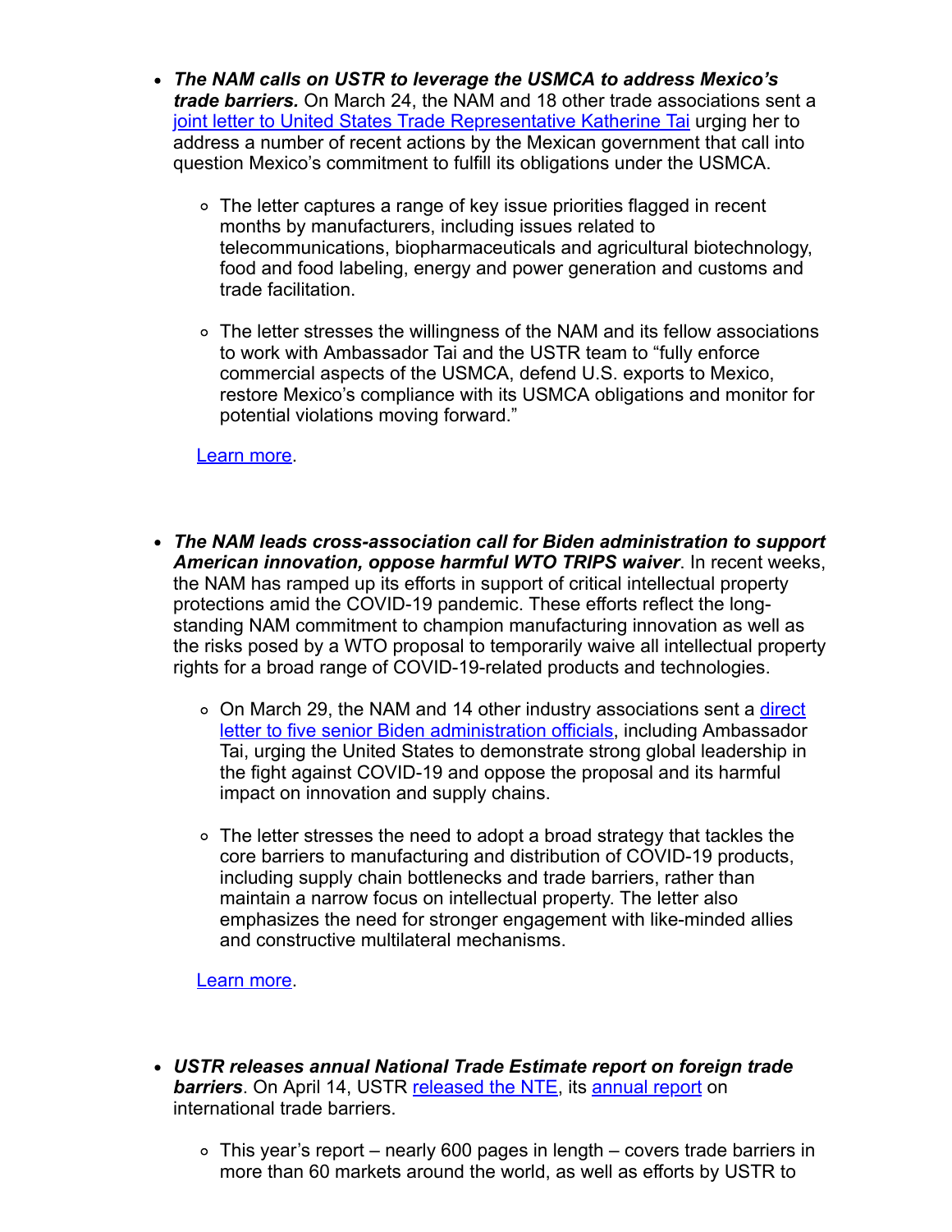- ***The NAM calls on USTR to leverage the USMCA to address Mexico's trade barriers.*** On March 24, the NAM and 18 other trade associations sent a joint letter to United States Trade Representative Katherine Tai urging her to address a number of recent actions by the Mexican government that call into question Mexico's commitment to fulfill its obligations under the USMCA.

    - The letter captures a range of key issue priorities flagged in recent months by manufacturers, including issues related to telecommunications, biopharmaceuticals and agricultural biotechnology, food and food labeling, energy and power generation and customs and trade facilitation.

    - The letter stresses the willingness of the NAM and its fellow associations to work with Ambassador Tai and the USTR team to "fully enforce commercial aspects of the USMCA, defend U.S. exports to Mexico, restore Mexico's compliance with its USMCA obligations and monitor for potential violations moving forward."

  Learn more.

- ***The NAM leads cross-association call for Biden administration to support American innovation, oppose harmful WTO TRIPS waiver***. In recent weeks, the NAM has ramped up its efforts in support of critical intellectual property protections amid the COVID-19 pandemic. These efforts reflect the long-standing NAM commitment to champion manufacturing innovation as well as the risks posed by a WTO proposal to temporarily waive all intellectual property rights for a broad range of COVID-19-related products and technologies.

    - On March 29, the NAM and 14 other industry associations sent a direct letter to five senior Biden administration officials, including Ambassador Tai, urging the United States to demonstrate strong global leadership in the fight against COVID-19 and oppose the proposal and its harmful impact on innovation and supply chains.

    - The letter stresses the need to adopt a broad strategy that tackles the core barriers to manufacturing and distribution of COVID-19 products, including supply chain bottlenecks and trade barriers, rather than maintain a narrow focus on intellectual property. The letter also emphasizes the need for stronger engagement with like-minded allies and constructive multilateral mechanisms.

  Learn more.

- ***USTR releases annual National Trade Estimate report on foreign trade barriers***. On April 14, USTR released the NTE, its annual report on international trade barriers.

    - This year's report – nearly 600 pages in length – covers trade barriers in more than 60 markets around the world, as well as efforts by USTR to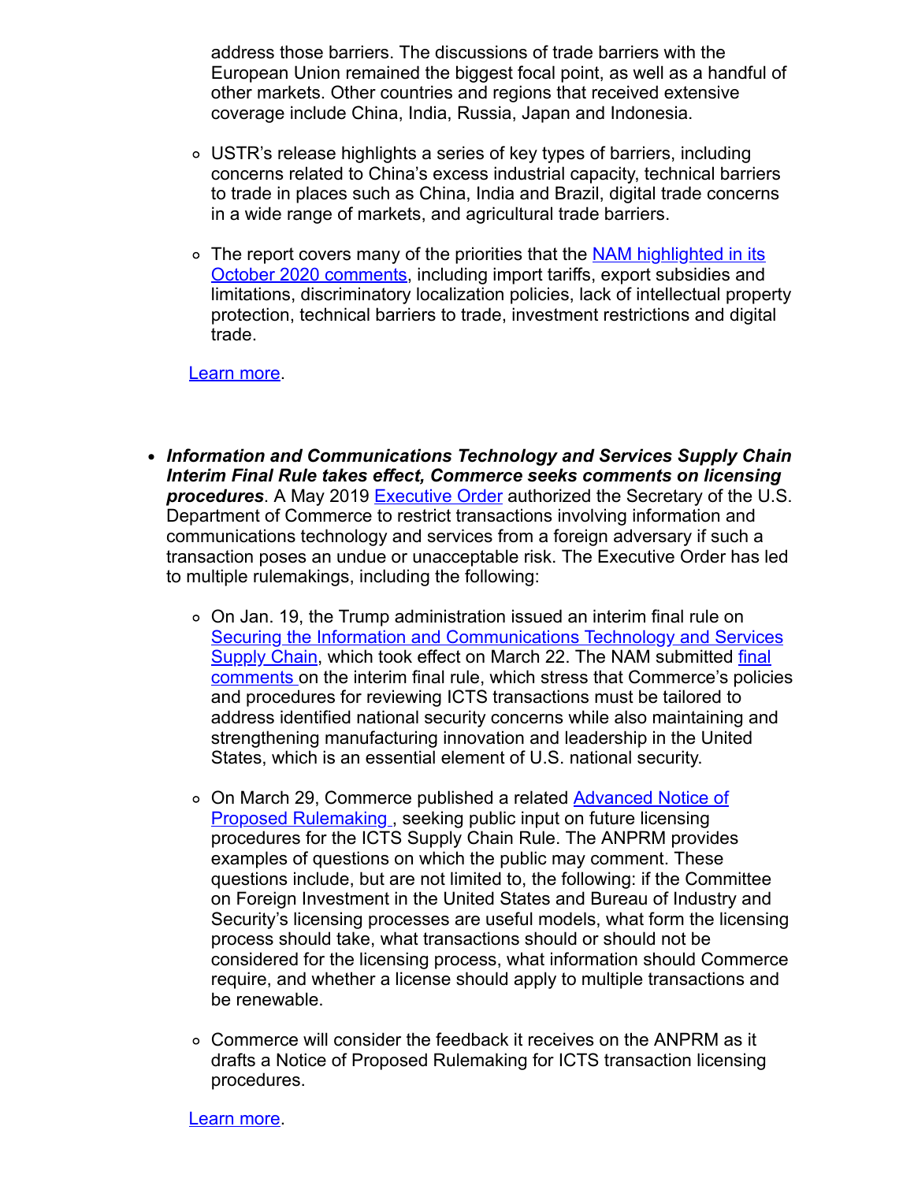address those barriers. The discussions of trade barriers with the European Union remained the biggest focal point, as well as a handful of other markets. Other countries and regions that received extensive coverage include China, India, Russia, Japan and Indonesia.

  - USTR's release highlights a series of key types of barriers, including concerns related to China's excess industrial capacity, technical barriers to trade in places such as China, India and Brazil, digital trade concerns in a wide range of markets, and agricultural trade barriers.

  - The report covers many of the priorities that the NAM highlighted in its October 2020 comments, including import tariffs, export subsidies and limitations, discriminatory localization policies, lack of intellectual property protection, technical barriers to trade, investment restrictions and digital trade.

  Learn more.

- ***Information and Communications Technology and Services Supply Chain Interim Final Rule takes effect, Commerce seeks comments on licensing procedures***. A May 2019 Executive Order authorized the Secretary of the U.S. Department of Commerce to restrict transactions involving information and communications technology and services from a foreign adversary if such a transaction poses an undue or unacceptable risk. The Executive Order has led to multiple rulemakings, including the following:

  - On Jan. 19, the Trump administration issued an interim final rule on Securing the Information and Communications Technology and Services Supply Chain, which took effect on March 22. The NAM submitted final comments on the interim final rule, which stress that Commerce's policies and procedures for reviewing ICTS transactions must be tailored to address identified national security concerns while also maintaining and strengthening manufacturing innovation and leadership in the United States, which is an essential element of U.S. national security.

  - On March 29, Commerce published a related Advanced Notice of Proposed Rulemaking , seeking public input on future licensing procedures for the ICTS Supply Chain Rule. The ANPRM provides examples of questions on which the public may comment. These questions include, but are not limited to, the following: if the Committee on Foreign Investment in the United States and Bureau of Industry and Security's licensing processes are useful models, what form the licensing process should take, what transactions should or should not be considered for the licensing process, what information should Commerce require, and whether a license should apply to multiple transactions and be renewable.

  - Commerce will consider the feedback it receives on the ANPRM as it drafts a Notice of Proposed Rulemaking for ICTS transaction licensing procedures.

  Learn more.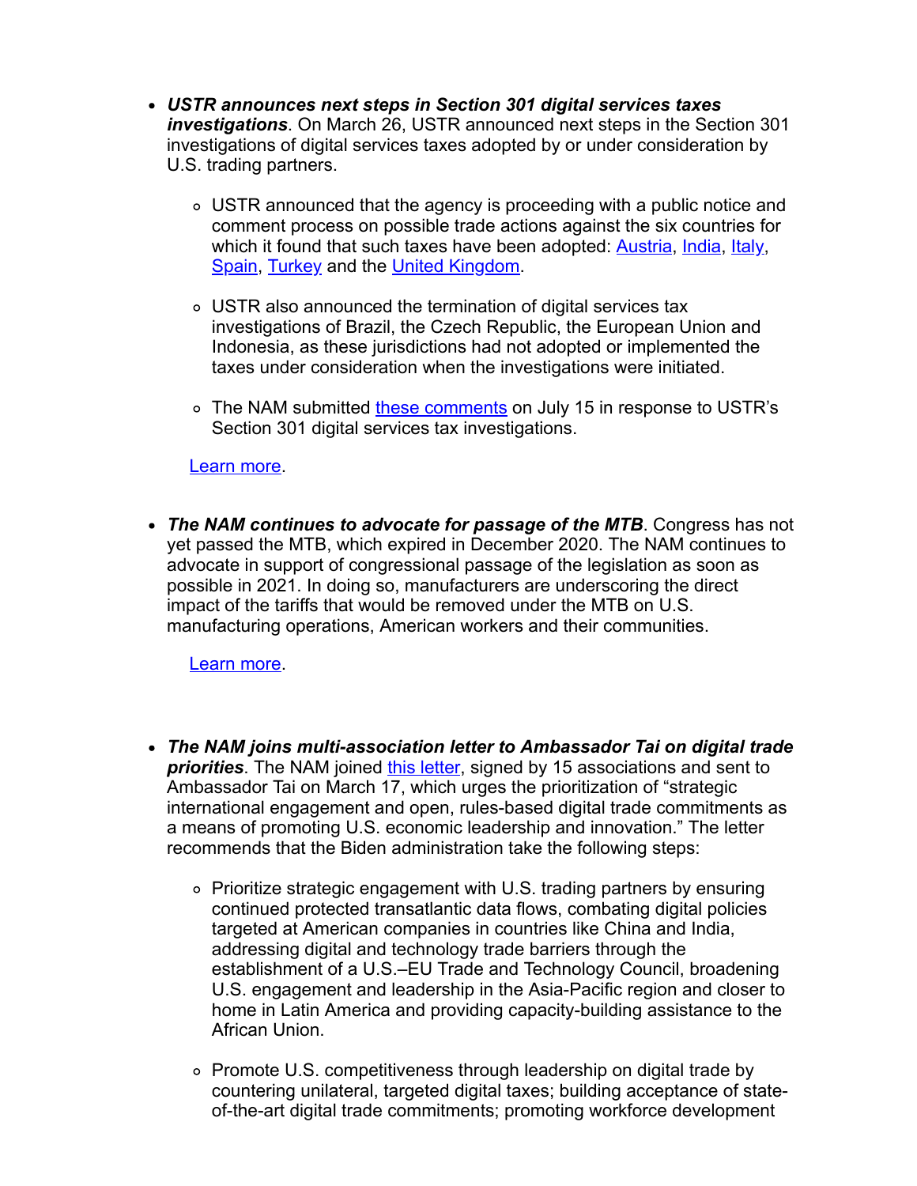- ***USTR announces next steps in Section 301 digital services taxes investigations***. On March 26, USTR announced next steps in the Section 301 investigations of digital services taxes adopted by or under consideration by U.S. trading partners.

  - USTR announced that the agency is proceeding with a public notice and comment process on possible trade actions against the six countries for which it found that such taxes have been adopted: Austria, India, Italy, Spain, Turkey and the United Kingdom.

  - USTR also announced the termination of digital services tax investigations of Brazil, the Czech Republic, the European Union and Indonesia, as these jurisdictions had not adopted or implemented the taxes under consideration when the investigations were initiated.

  - The NAM submitted these comments on July 15 in response to USTR's Section 301 digital services tax investigations.

  Learn more.

- ***The NAM continues to advocate for passage of the MTB***. Congress has not yet passed the MTB, which expired in December 2020. The NAM continues to advocate in support of congressional passage of the legislation as soon as possible in 2021. In doing so, manufacturers are underscoring the direct impact of the tariffs that would be removed under the MTB on U.S. manufacturing operations, American workers and their communities.

  Learn more.

- ***The NAM joins multi-association letter to Ambassador Tai on digital trade priorities***. The NAM joined this letter, signed by 15 associations and sent to Ambassador Tai on March 17, which urges the prioritization of "strategic international engagement and open, rules-based digital trade commitments as a means of promoting U.S. economic leadership and innovation." The letter recommends that the Biden administration take the following steps:

  - Prioritize strategic engagement with U.S. trading partners by ensuring continued protected transatlantic data flows, combating digital policies targeted at American companies in countries like China and India, addressing digital and technology trade barriers through the establishment of a U.S.–EU Trade and Technology Council, broadening U.S. engagement and leadership in the Asia-Pacific region and closer to home in Latin America and providing capacity-building assistance to the African Union.

  - Promote U.S. competitiveness through leadership on digital trade by countering unilateral, targeted digital taxes; building acceptance of state-of-the-art digital trade commitments; promoting workforce development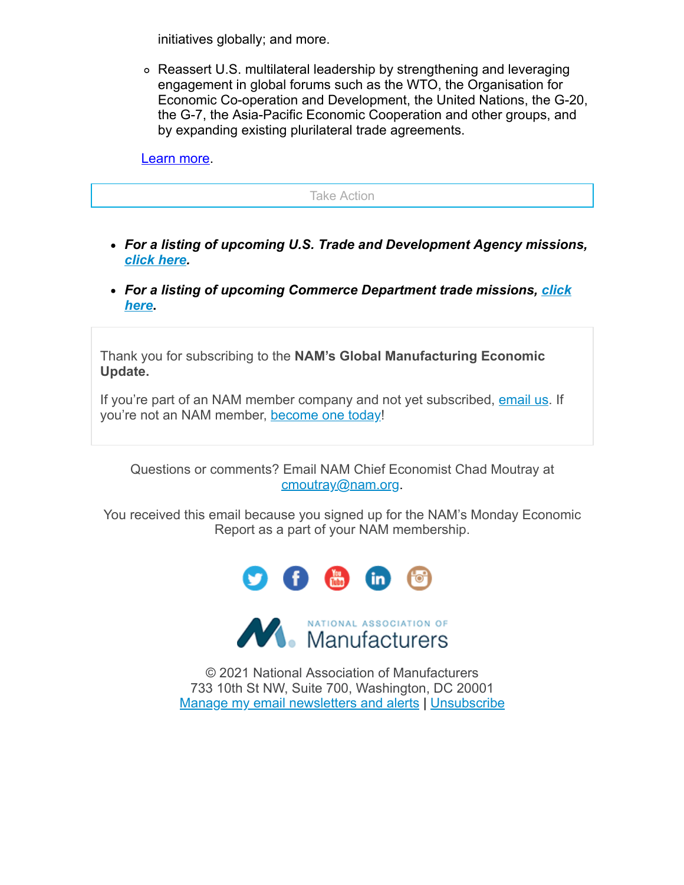initiatives globally; and more.

- Reassert U.S. multilateral leadership by strengthening and leveraging engagement in global forums such as the WTO, the Organisation for Economic Co-operation and Development, the United Nations, the G-20, the G-7, the Asia-Pacific Economic Cooperation and other groups, and by expanding existing plurilateral trade agreements.

Learn more.

Take Action

- ***For a listing of upcoming U.S. Trade and Development Agency missions, click here.***
- ***For a listing of upcoming Commerce Department trade missions, click here.***

Thank you for subscribing to the **NAM's Global Manufacturing Economic Update.**

If you're part of an NAM member company and not yet subscribed, email us. If you're not an NAM member, become one today!

Questions or comments? Email NAM Chief Economist Chad Moutray at cmoutray@nam.org.

You received this email because you signed up for the NAM's Monday Economic Report as a part of your NAM membership.

NATIONAL ASSOCIATION OF Manufacturers

© 2021 National Association of Manufacturers
733 10th St NW, Suite 700, Washington, DC 20001
Manage my email newsletters and alerts | Unsubscribe